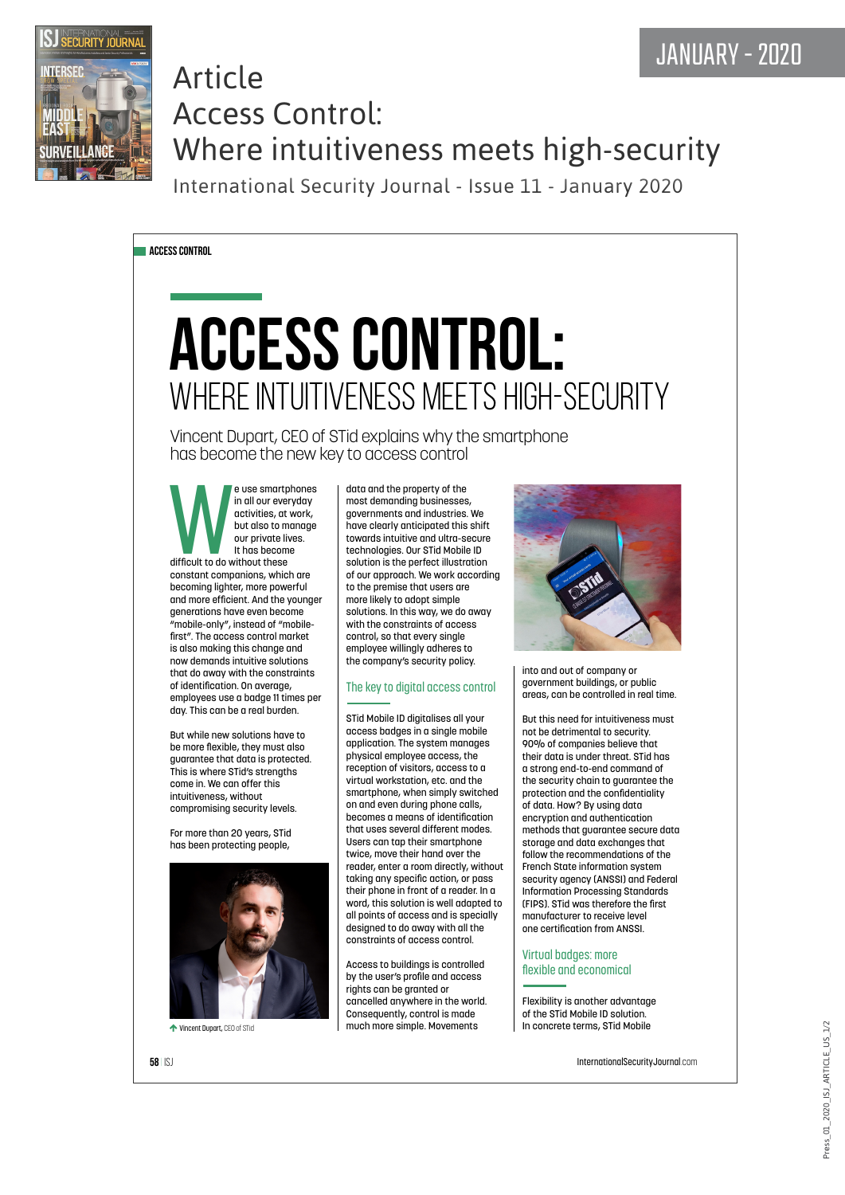# Article
# Access Control: Where intuitiveness meets high-security

International Security Journal - Issue 11 - January 2020

ACCESS CONTROL

# ACCESS CONTROL:
## WHERE INTUITIVENESS MEETS HIGH-SECURITY

Vincent Dupart, CEO of STid explains why the smartphone has become the new key to access control

We use smartphones in all our everyday activities, at work, but also to manage our private lives. It has become difficult to do without these constant companions, which are becoming lighter, more powerful and more efficient. And the younger generations have even become "mobile-only", instead of "mobile-first". The access control market is also making this change and now demands intuitive solutions that do away with the constraints of identification. On average, employees use a badge 11 times per day. This can be a real burden.

But while new solutions have to be more flexible, they must also guarantee that data is protected. This is where STid's strengths come in. We can offer this intuitiveness, without compromising security levels.

For more than 20 years, STid has been protecting people, data and the property of the most demanding businesses, governments and industries. We have clearly anticipated this shift towards intuitive and ultra-secure technologies. Our STid Mobile ID solution is the perfect illustration of our approach. We work according to the premise that users are more likely to adopt simple solutions. In this way, we do away with the constraints of access control, so that every single employee willingly adheres to the company's security policy.

Vincent Dupart, CEO of STid

### The key to digital access control

STid Mobile ID digitalises all your access badges in a single mobile application. The system manages physical employee access, the reception of visitors, access to a virtual workstation, etc. and the smartphone, when simply switched on and even during phone calls, becomes a means of identification that uses several different modes. Users can tap their smartphone twice, move their hand over the reader, enter a room directly, without taking any specific action, or pass their phone in front of a reader. In a word, this solution is well adapted to all points of access and is specially designed to do away with all the constraints of access control.

Access to buildings is controlled by the user's profile and access rights can be granted or cancelled anywhere in the world. Consequently, control is made much more simple. Movements into and out of company or government buildings, or public areas, can be controlled in real time.

But this need for intuitiveness must not be detrimental to security. 90% of companies believe that their data is under threat. STid has a strong end-to-end command of the security chain to guarantee the protection and the confidentiality of data. How? By using data encryption and authentication methods that guarantee secure data storage and data exchanges that follow the recommendations of the French State information system security agency (ANSSI) and Federal Information Processing Standards (FIPS). STid was therefore the first manufacturer to receive level one certification from ANSSI.

### Virtual badges: more flexible and economical

Flexibility is another advantage of the STid Mobile ID solution. In concrete terms, STid Mobile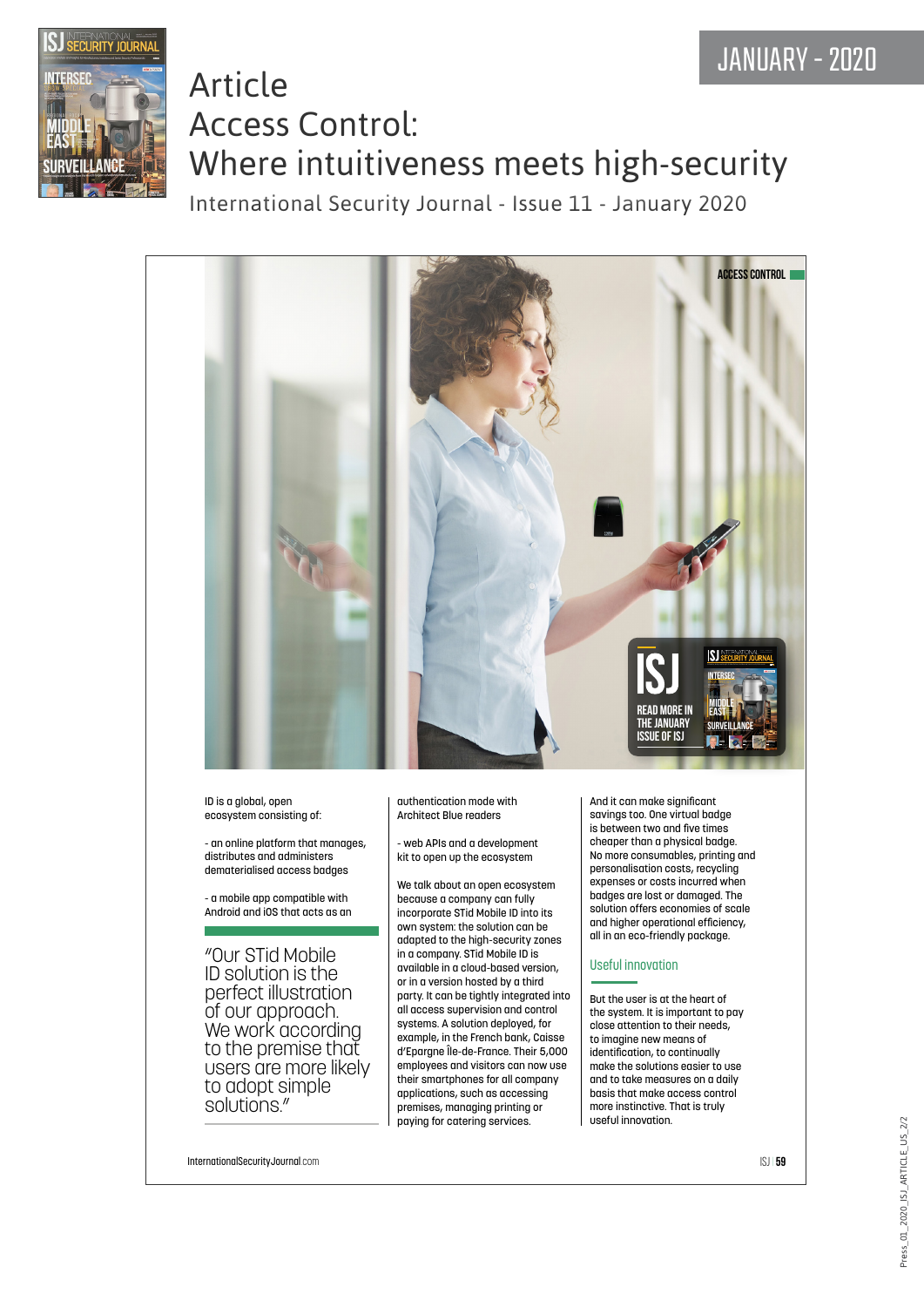# Article
# Access Control:
# Where intuitiveness meets high-security

International Security Journal - Issue 11 - January 2020

ACCESS CONTROL

ISJ

READ MORE IN THE JANUARY ISSUE OF ISJ

ID is a global, open ecosystem consisting of:

- an online platform that manages, distributes and administers dematerialised access badges

- a mobile app compatible with Android and iOS that acts as an authentication mode with Architect Blue readers

- web APIs and a development kit to open up the ecosystem

> "Our STid Mobile ID solution is the perfect illustration of our approach. We work according to the premise that users are more likely to adopt simple solutions."

We talk about an open ecosystem because a company can fully incorporate STid Mobile ID into its own system: the solution can be adapted to the high-security zones in a company. STid Mobile ID is available in a cloud-based version, or in a version hosted by a third party. It can be tightly integrated into all access supervision and control systems. A solution deployed, for example, in the French bank, Caisse d'Epargne Île-de-France. Their 5,000 employees and visitors can now use their smartphones for all company applications, such as accessing premises, managing printing or paying for catering services.

And it can make significant savings too. One virtual badge is between two and five times cheaper than a physical badge. No more consumables, printing and personalisation costs, recycling expenses or costs incurred when badges are lost or damaged. The solution offers economies of scale and higher operational efficiency, all in an eco-friendly package.

## Useful innovation

But the user is at the heart of the system. It is important to pay close attention to their needs, to imagine new means of identification, to continually make the solutions easier to use and to take measures on a daily basis that make access control more instinctive. That is truly useful innovation.